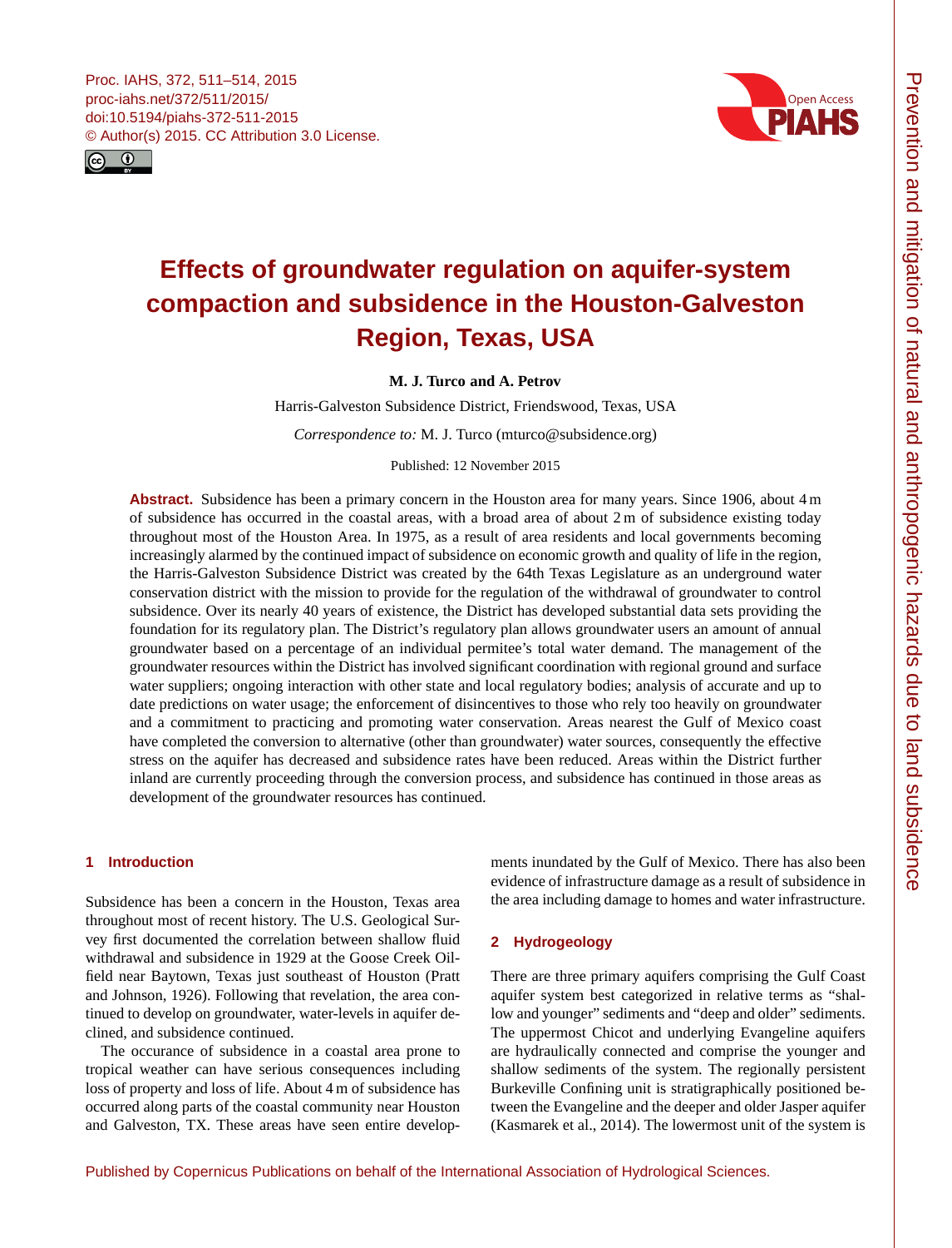# Effects of groundwater regulation on aquifer-system compaction and subsidence in the Houston-Galveston Region, Texas, USA

**M. J. Turco and A. Petrov**

Harris-Galveston Subsidence District, Friendswood, Texas, USA

*Correspondence to:* M. J. Turco (mturco@subsidence.org)

Published: 12 November 2015

**Abstract.** Subsidence has been a primary concern in the Houston area for many years. Since 1906, about 4 m of subsidence has occurred in the coastal areas, with a broad area of about 2 m of subsidence existing today throughout most of the Houston Area. In 1975, as a result of area residents and local governments becoming increasingly alarmed by the continued impact of subsidence on economic growth and quality of life in the region, the Harris-Galveston Subsidence District was created by the 64th Texas Legislature as an underground water conservation district with the mission to provide for the regulation of the withdrawal of groundwater to control subsidence. Over its nearly 40 years of existence, the District has developed substantial data sets providing the foundation for its regulatory plan. The District's regulatory plan allows groundwater users an amount of annual groundwater based on a percentage of an individual permitee's total water demand. The management of the groundwater resources within the District has involved significant coordination with regional ground and surface water suppliers; ongoing interaction with other state and local regulatory bodies; analysis of accurate and up to date predictions on water usage; the enforcement of disincentives to those who rely too heavily on groundwater and a commitment to practicing and promoting water conservation. Areas nearest the Gulf of Mexico coast have completed the conversion to alternative (other than groundwater) water sources, consequently the effective stress on the aquifer has decreased and subsidence rates have been reduced. Areas within the District further inland are currently proceeding through the conversion process, and subsidence has continued in those areas as development of the groundwater resources has continued.

## 1 Introduction

Subsidence has been a concern in the Houston, Texas area throughout most of recent history. The U.S. Geological Survey first documented the correlation between shallow fluid withdrawal and subsidence in 1929 at the Goose Creek Oilfield near Baytown, Texas just southeast of Houston (Pratt and Johnson, 1926). Following that revelation, the area continued to develop on groundwater, water-levels in aquifer declined, and subsidence continued.

The occurance of subsidence in a coastal area prone to tropical weather can have serious consequences including loss of property and loss of life. About 4 m of subsidence has occurred along parts of the coastal community near Houston and Galveston, TX. These areas have seen entire developments inundated by the Gulf of Mexico. There has also been evidence of infrastructure damage as a result of subsidence in the area including damage to homes and water infrastructure.

## 2 Hydrogeology

There are three primary aquifers comprising the Gulf Coast aquifer system best categorized in relative terms as "shallow and younger" sediments and "deep and older" sediments. The uppermost Chicot and underlying Evangeline aquifers are hydraulically connected and comprise the younger and shallow sediments of the system. The regionally persistent Burkeville Confining unit is stratigraphically positioned between the Evangeline and the deeper and older Jasper aquifer (Kasmarek et al., 2014). The lowermost unit of the system is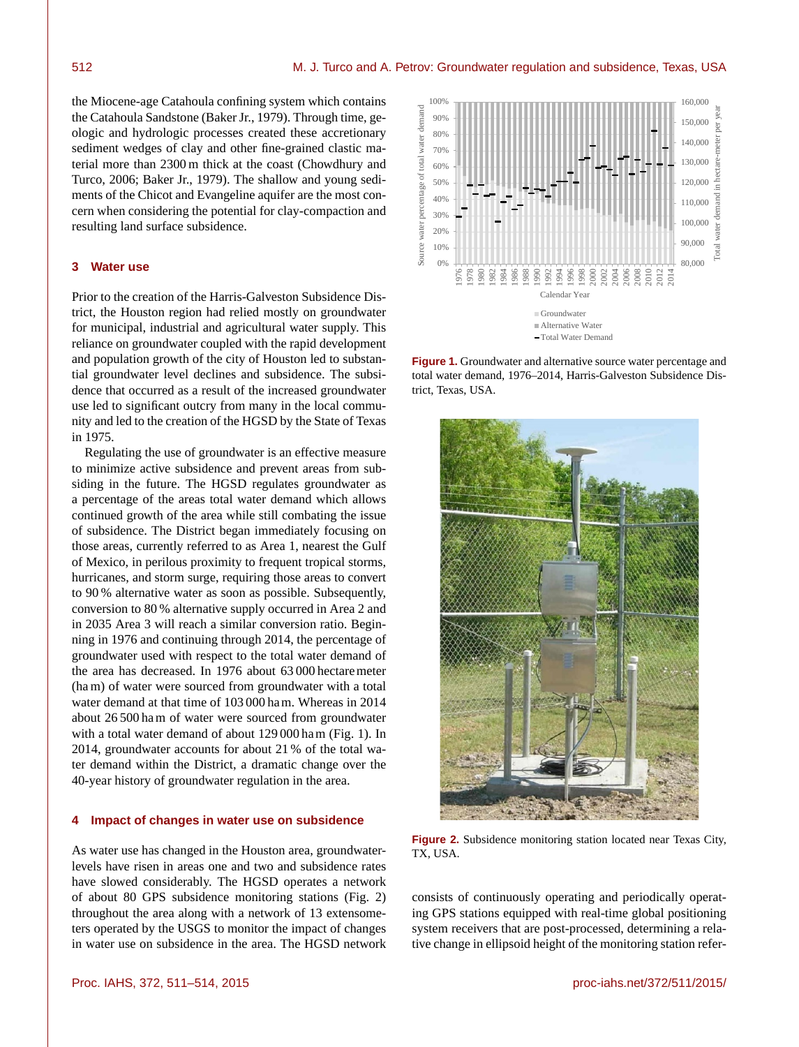the Miocene-age Catahoula confining system which contains the Catahoula Sandstone (Baker Jr., 1979). Through time, geologic and hydrologic processes created these accretionary sediment wedges of clay and other fine-grained clastic material more than 2300 m thick at the coast (Chowdhury and Turco, 2006; Baker Jr., 1979). The shallow and young sediments of the Chicot and Evangeline aquifer are the most concern when considering the potential for clay-compaction and resulting land surface subsidence.

## 3 Water use

Prior to the creation of the Harris-Galveston Subsidence District, the Houston region had relied mostly on groundwater for municipal, industrial and agricultural water supply. This reliance on groundwater coupled with the rapid development and population growth of the city of Houston led to substantial groundwater level declines and subsidence. The subsidence that occurred as a result of the increased groundwater use led to significant outcry from many in the local community and led to the creation of the HGSD by the State of Texas in 1975.

Regulating the use of groundwater is an effective measure to minimize active subsidence and prevent areas from subsiding in the future. The HGSD regulates groundwater as a percentage of the areas total water demand which allows continued growth of the area while still combating the issue of subsidence. The District began immediately focusing on those areas, currently referred to as Area 1, nearest the Gulf of Mexico, in perilous proximity to frequent tropical storms, hurricanes, and storm surge, requiring those areas to convert to 90 % alternative water as soon as possible. Subsequently, conversion to 80 % alternative supply occurred in Area 2 and in 2035 Area 3 will reach a similar conversion ratio. Beginning in 1976 and continuing through 2014, the percentage of groundwater used with respect to the total water demand of the area has decreased. In 1976 about 63 000 hectare meter (ha m) of water were sourced from groundwater with a total water demand at that time of 103 000 ha m. Whereas in 2014 about 26 500 ha m of water were sourced from groundwater with a total water demand of about 129 000 ha m (Fig. 1). In 2014, groundwater accounts for about 21 % of the total water demand within the District, a dramatic change over the 40-year history of groundwater regulation in the area.

**Figure 1.** Groundwater and alternative source water percentage and total water demand, 1976–2014, Harris-Galveston Subsidence District, Texas, USA.

**Figure 2.** Subsidence monitoring station located near Texas City, TX, USA.

## 4 Impact of changes in water use on subsidence

As water use has changed in the Houston area, groundwater-levels have risen in areas one and two and subsidence rates have slowed considerably. The HGSD operates a network of about 80 GPS subsidence monitoring stations (Fig. 2) throughout the area along with a network of 13 extensometers operated by the USGS to monitor the impact of changes in water use on subsidence in the area. The HGSD network consists of continuously operating and periodically operating GPS stations equipped with real-time global positioning system receivers that are post-processed, determining a relative change in ellipsoid height of the monitoring station refer-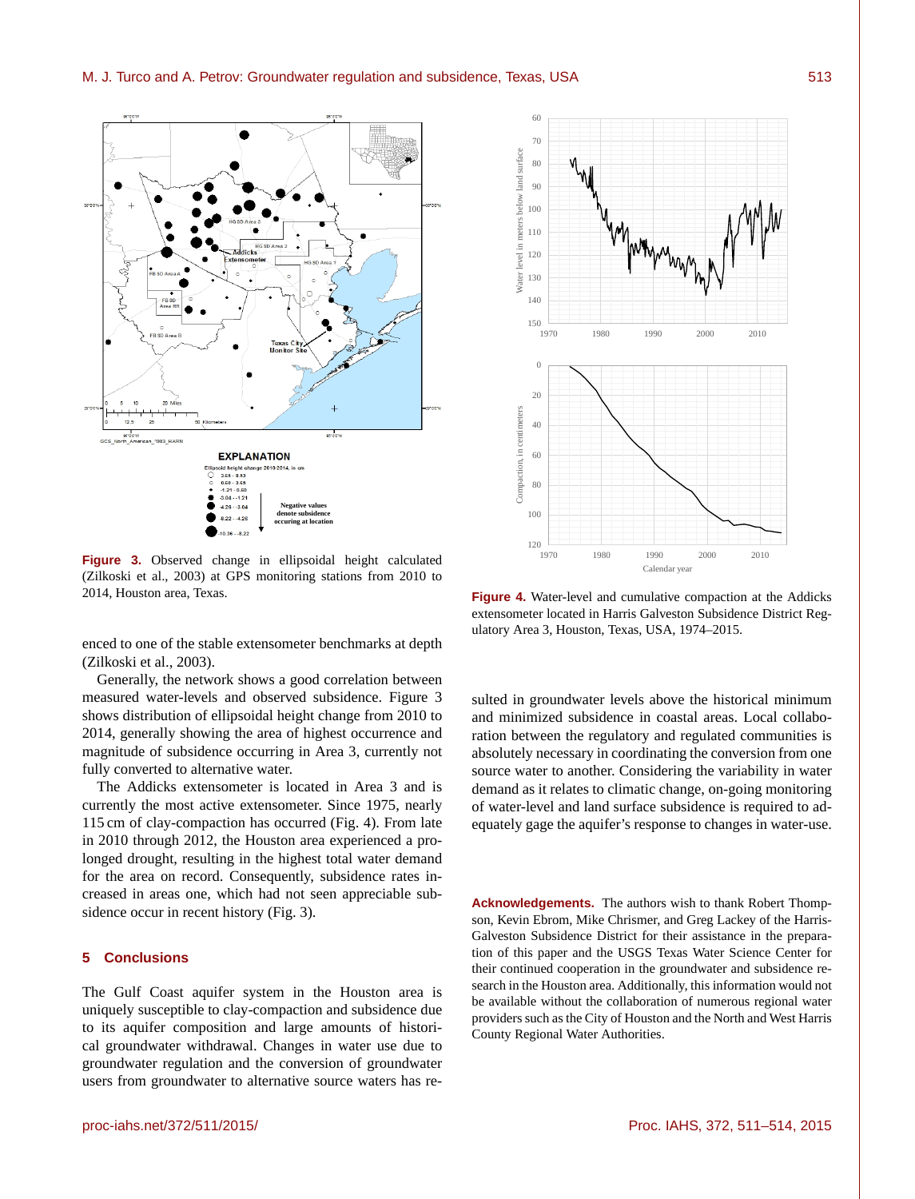**Figure 3.** Observed change in ellipsoidal height calculated (Zilkoski et al., 2003) at GPS monitoring stations from 2010 to 2014, Houston area, Texas.

**Figure 4.** Water-level and cumulative compaction at the Addicks extensometer located in Harris Galveston Subsidence District Regulatory Area 3, Houston, Texas, USA, 1974–2015.

enced to one of the stable extensometer benchmarks at depth (Zilkoski et al., 2003).

Generally, the network shows a good correlation between measured water-levels and observed subsidence. Figure 3 shows distribution of ellipsoidal height change from 2010 to 2014, generally showing the area of highest occurrence and magnitude of subsidence occurring in Area 3, currently not fully converted to alternative water.

The Addicks extensometer is located in Area 3 and is currently the most active extensometer. Since 1975, nearly 115 cm of clay-compaction has occurred (Fig. 4). From late in 2010 through 2012, the Houston area experienced a prolonged drought, resulting in the highest total water demand for the area on record. Consequently, subsidence rates increased in areas one, which had not seen appreciable subsidence occur in recent history (Fig. 3).

## 5 Conclusions

The Gulf Coast aquifer system in the Houston area is uniquely susceptible to clay-compaction and subsidence due to its aquifer composition and large amounts of historical groundwater withdrawal. Changes in water use due to groundwater regulation and the conversion of groundwater users from groundwater to alternative source waters has resulted in groundwater levels above the historical minimum and minimized subsidence in coastal areas. Local collaboration between the regulatory and regulated communities is absolutely necessary in coordinating the conversion from one source water to another. Considering the variability in water demand as it relates to climatic change, on-going monitoring of water-level and land surface subsidence is required to adequately gage the aquifer's response to changes in water-use.

**Acknowledgements.** The authors wish to thank Robert Thompson, Kevin Ebrom, Mike Chrismer, and Greg Lackey of the Harris-Galveston Subsidence District for their assistance in the preparation of this paper and the USGS Texas Water Science Center for their continued cooperation in the groundwater and subsidence research in the Houston area. Additionally, this information would not be available without the collaboration of numerous regional water providers such as the City of Houston and the North and West Harris County Regional Water Authorities.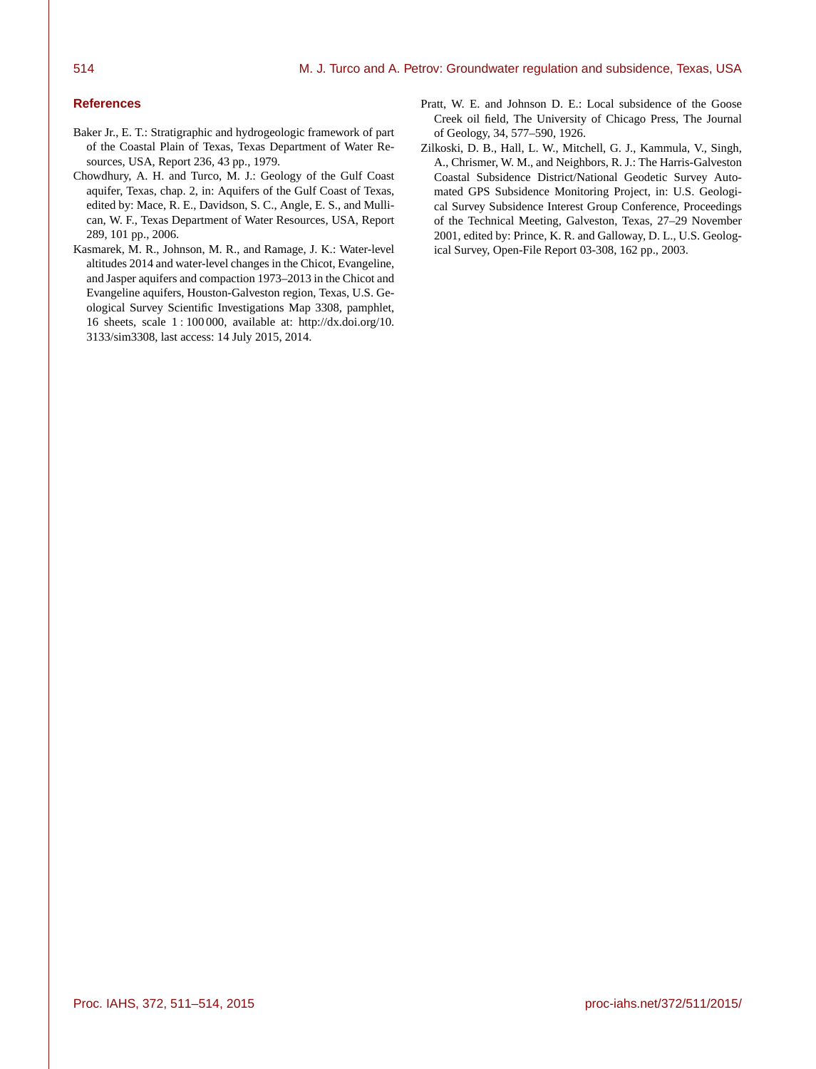## References

Baker Jr., E. T.: Stratigraphic and hydrogeologic framework of part of the Coastal Plain of Texas, Texas Department of Water Resources, USA, Report 236, 43 pp., 1979.

Chowdhury, A. H. and Turco, M. J.: Geology of the Gulf Coast aquifer, Texas, chap. 2, in: Aquifers of the Gulf Coast of Texas, edited by: Mace, R. E., Davidson, S. C., Angle, E. S., and Mullican, W. F., Texas Department of Water Resources, USA, Report 289, 101 pp., 2006.

Kasmarek, M. R., Johnson, M. R., and Ramage, J. K.: Water-level altitudes 2014 and water-level changes in the Chicot, Evangeline, and Jasper aquifers and compaction 1973–2013 in the Chicot and Evangeline aquifers, Houston-Galveston region, Texas, U.S. Geological Survey Scientific Investigations Map 3308, pamphlet, 16 sheets, scale 1 : 100 000, available at: http://dx.doi.org/10.3133/sim3308, last access: 14 July 2015, 2014.

Pratt, W. E. and Johnson D. E.: Local subsidence of the Goose Creek oil field, The University of Chicago Press, The Journal of Geology, 34, 577–590, 1926.

Zilkoski, D. B., Hall, L. W., Mitchell, G. J., Kammula, V., Singh, A., Chrismer, W. M., and Neighbors, R. J.: The Harris-Galveston Coastal Subsidence District/National Geodetic Survey Automated GPS Subsidence Monitoring Project, in: U.S. Geological Survey Subsidence Interest Group Conference, Proceedings of the Technical Meeting, Galveston, Texas, 27–29 November 2001, edited by: Prince, K. R. and Galloway, D. L., U.S. Geological Survey, Open-File Report 03-308, 162 pp., 2003.